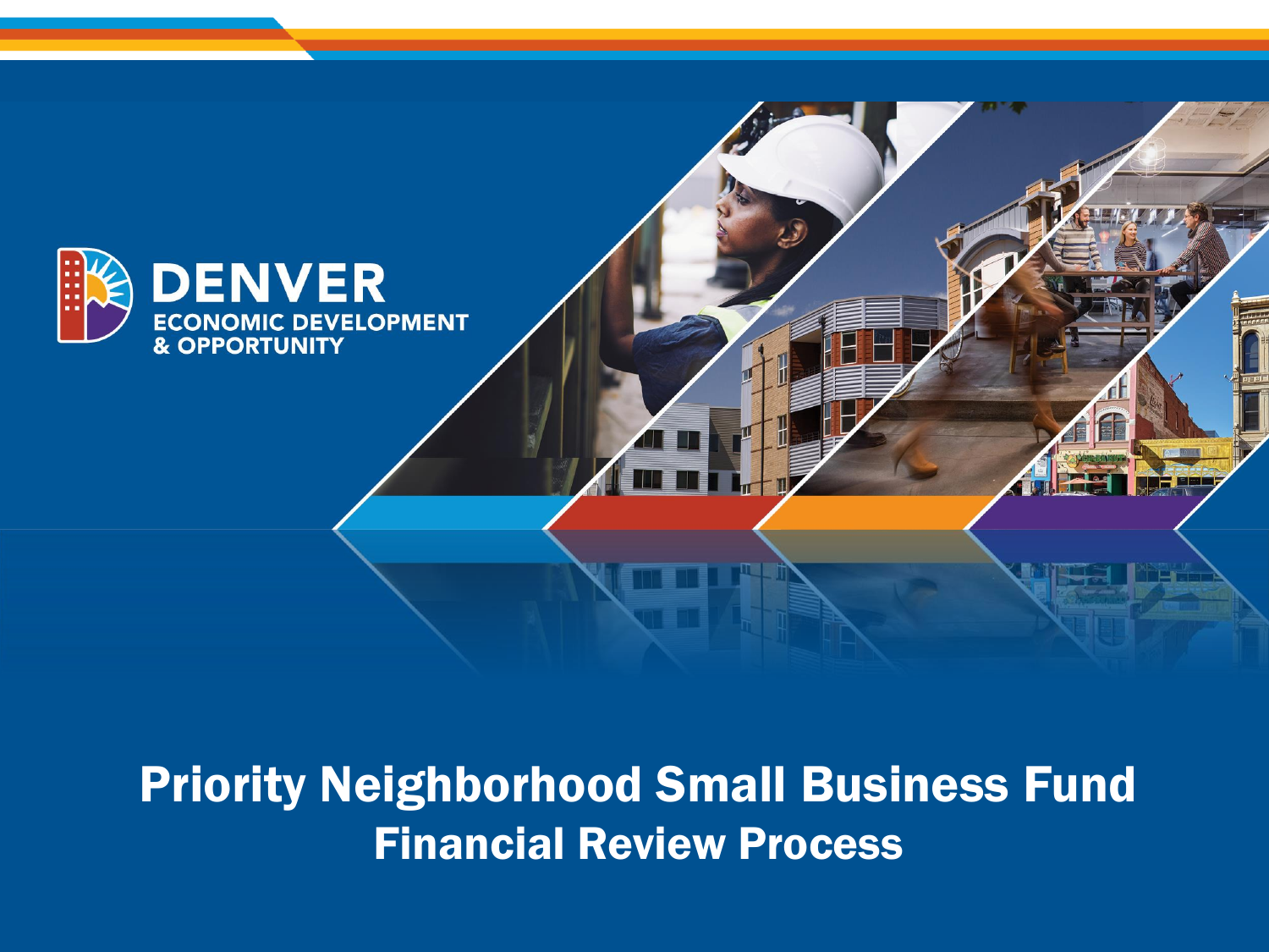DENVER
ECONOMIC DEVELOPMENT
& OPPORTUNITY

# Priority Neighborhood Small Business Fund

## Financial Review Process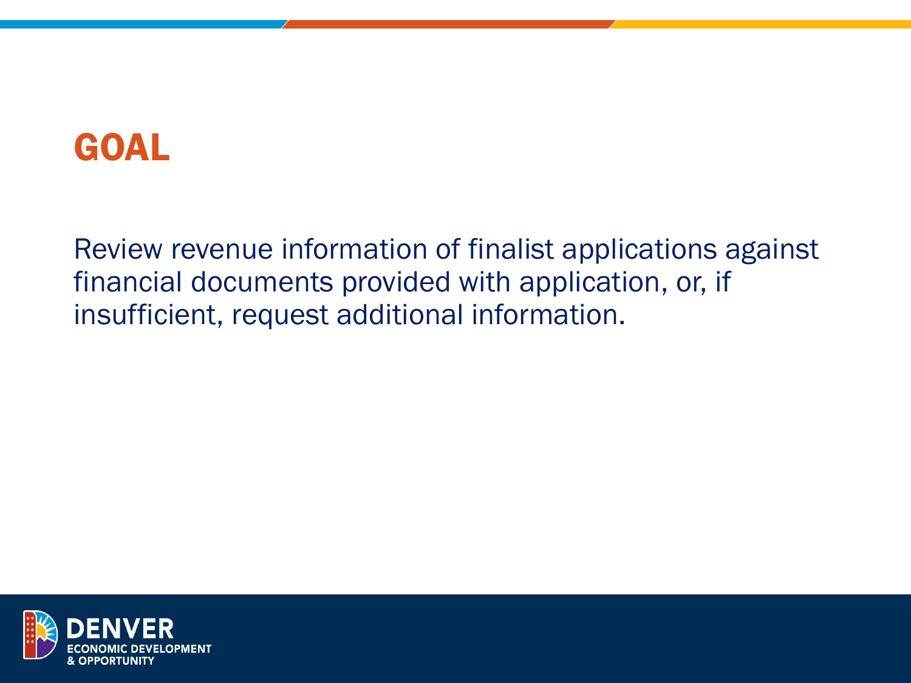# GOAL

Review revenue information of finalist applications against financial documents provided with application, or, if insufficient, request additional information.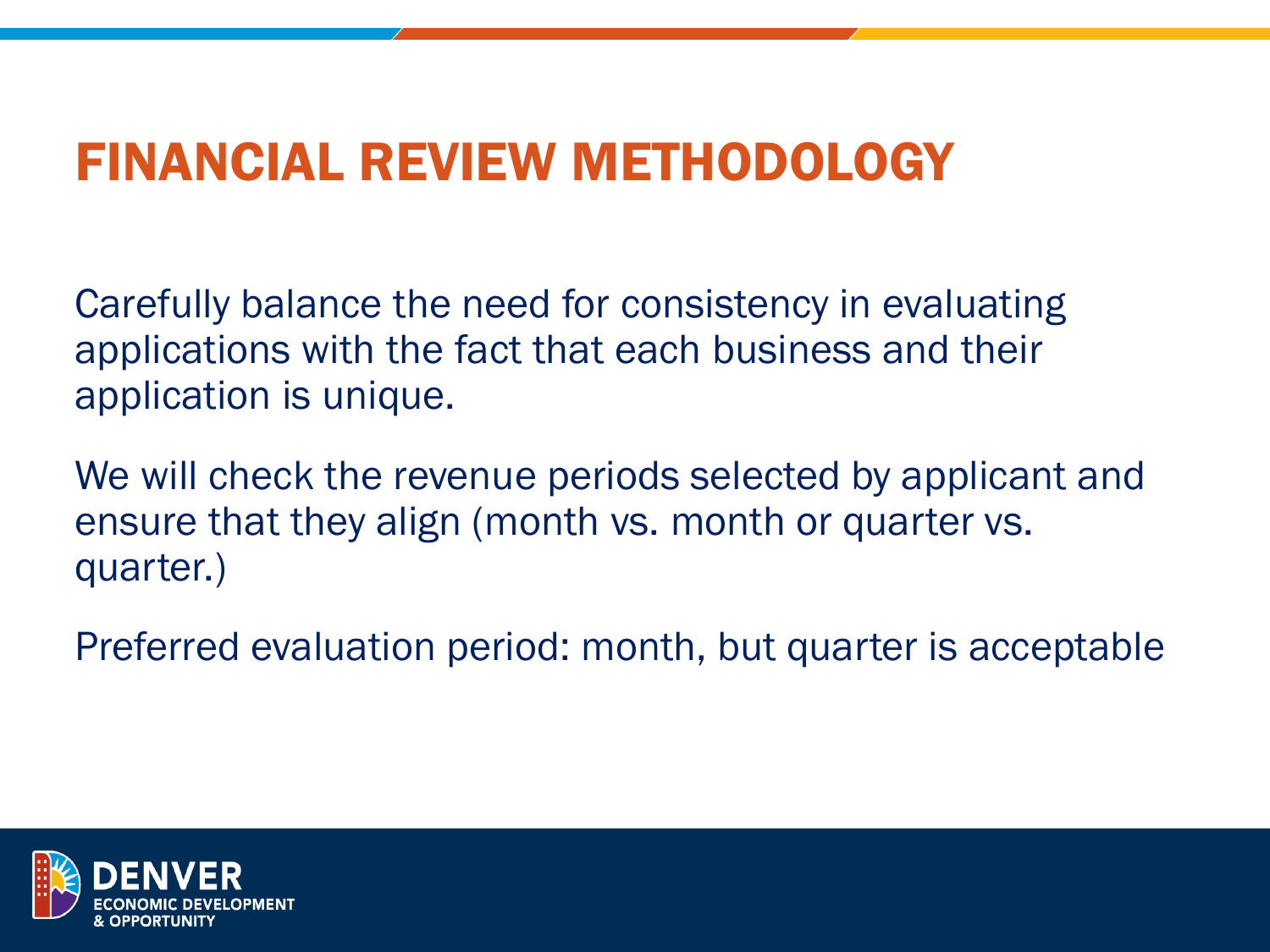# FINANCIAL REVIEW METHODOLOGY

Carefully balance the need for consistency in evaluating applications with the fact that each business and their application is unique.

We will check the revenue periods selected by applicant and ensure that they align (month vs. month or quarter vs. quarter.)

Preferred evaluation period: month, but quarter is acceptable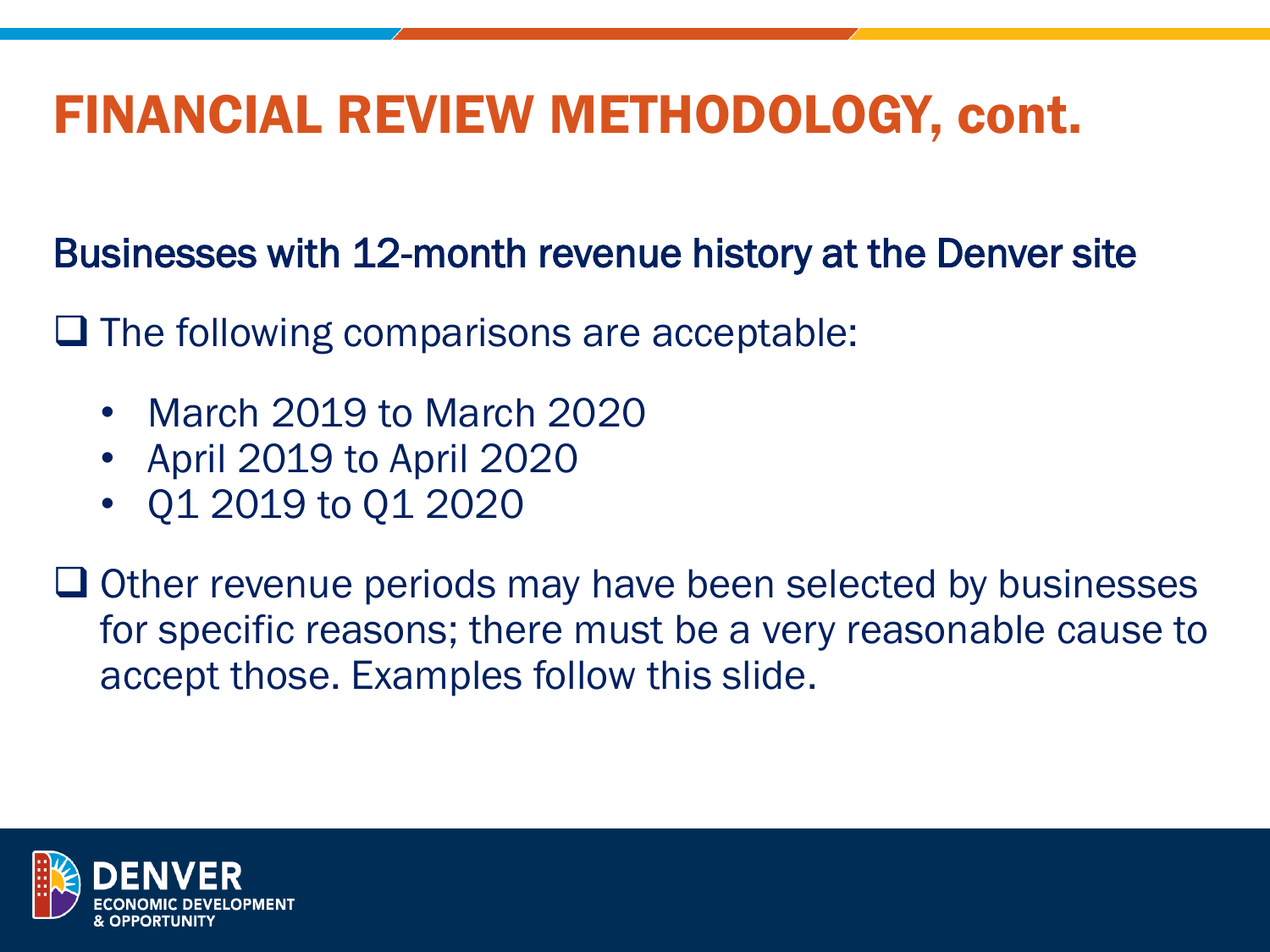# FINANCIAL REVIEW METHODOLOGY, cont.

## Businesses with 12-month revenue history at the Denver site

- The following comparisons are acceptable:
  - March 2019 to March 2020
  - April 2019 to April 2020
  - Q1 2019 to Q1 2020
- Other revenue periods may have been selected by businesses for specific reasons; there must be a very reasonable cause to accept those. Examples follow this slide.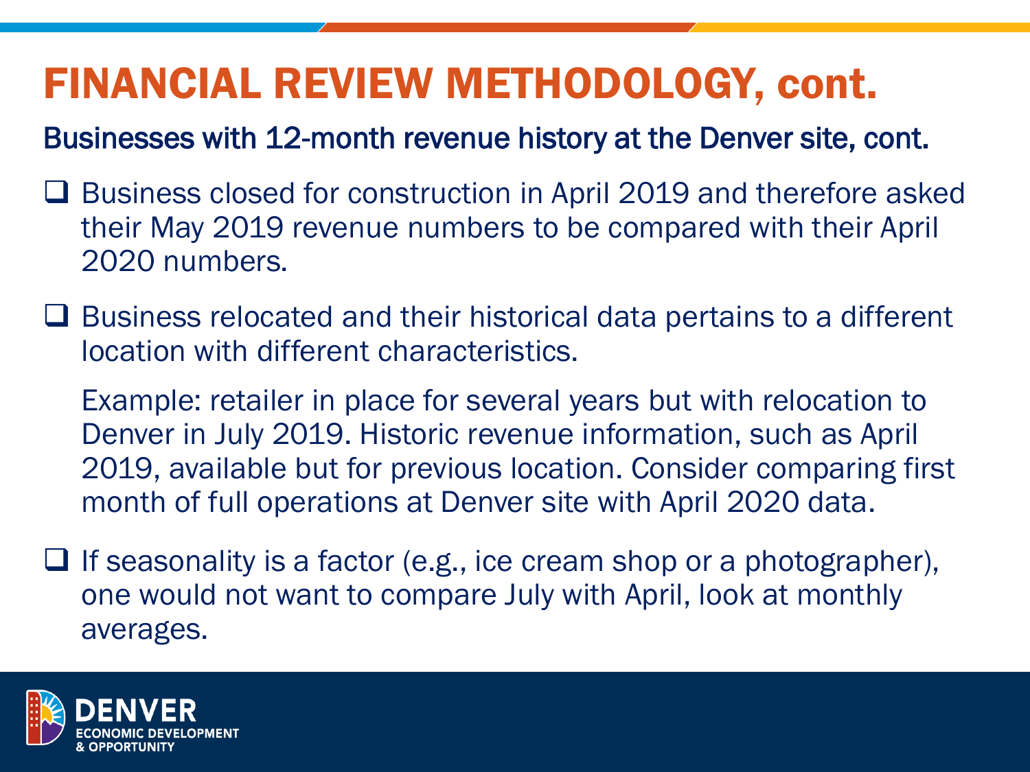# FINANCIAL REVIEW METHODOLOGY, cont.

## Businesses with 12-month revenue history at the Denver site, cont.

- Business closed for construction in April 2019 and therefore asked their May 2019 revenue numbers to be compared with their April 2020 numbers.
- Business relocated and their historical data pertains to a different location with different characteristics.

  Example: retailer in place for several years but with relocation to Denver in July 2019. Historic revenue information, such as April 2019, available but for previous location. Consider comparing first month of full operations at Denver site with April 2020 data.
- If seasonality is a factor (e.g., ice cream shop or a photographer), one would not want to compare July with April, look at monthly averages.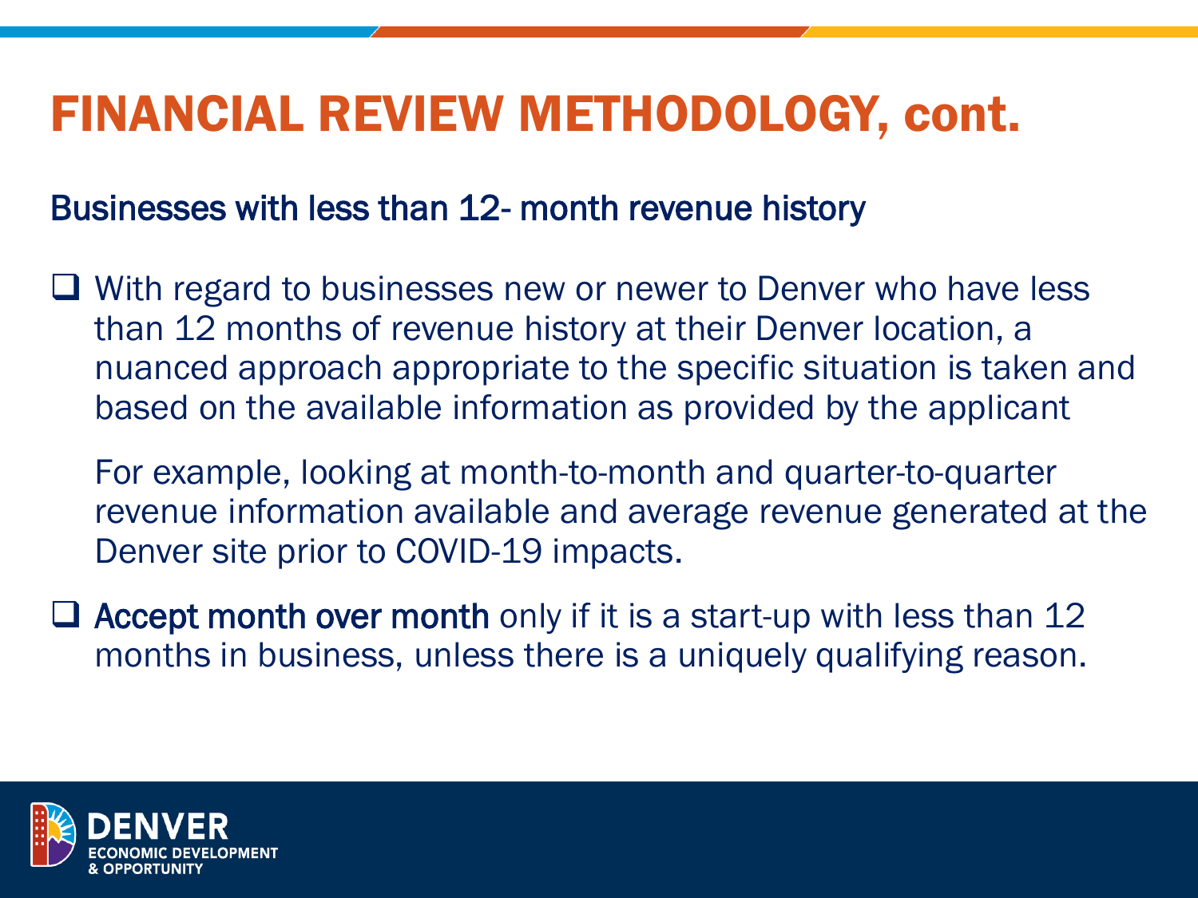# FINANCIAL REVIEW METHODOLOGY, cont.

## Businesses with less than 12- month revenue history

- With regard to businesses new or newer to Denver who have less than 12 months of revenue history at their Denver location, a nuanced approach appropriate to the specific situation is taken and based on the available information as provided by the applicant

  For example, looking at month-to-month and quarter-to-quarter revenue information available and average revenue generated at the Denver site prior to COVID-19 impacts.

- **Accept month over month** only if it is a start-up with less than 12 months in business, unless there is a uniquely qualifying reason.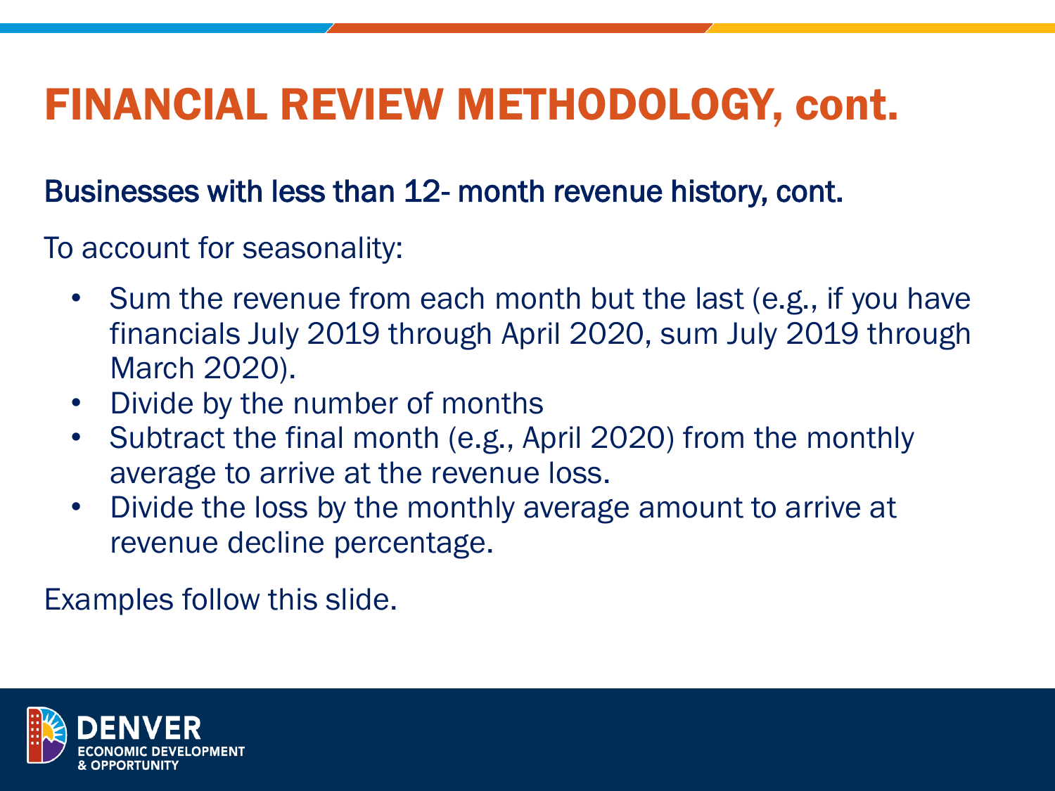# FINANCIAL REVIEW METHODOLOGY, cont.

## Businesses with less than 12- month revenue history, cont.

To account for seasonality:

- Sum the revenue from each month but the last (e.g., if you have financials July 2019 through April 2020, sum July 2019 through March 2020).
- Divide by the number of months
- Subtract the final month (e.g., April 2020) from the monthly average to arrive at the revenue loss.
- Divide the loss by the monthly average amount to arrive at revenue decline percentage.

Examples follow this slide.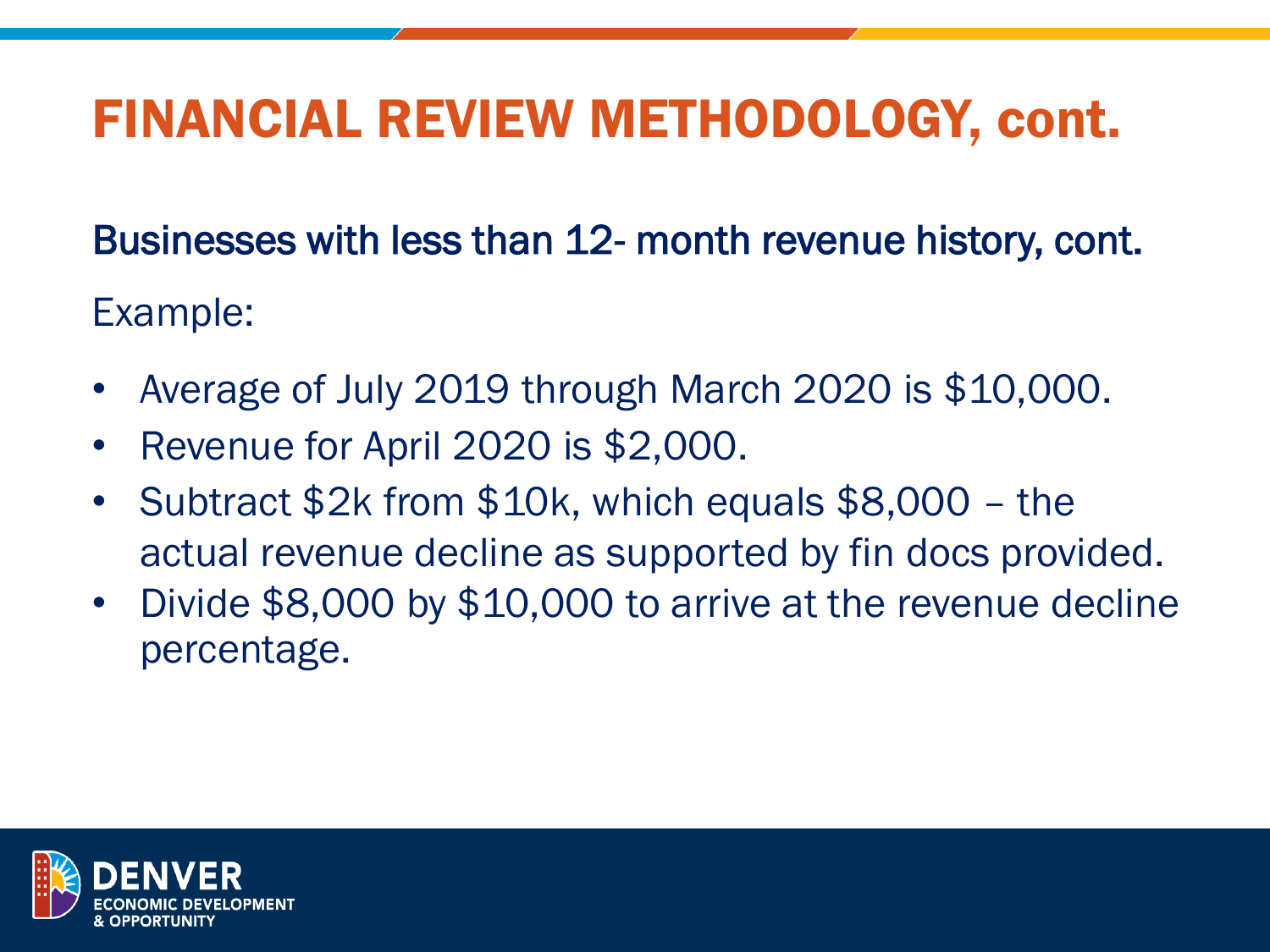# FINANCIAL REVIEW METHODOLOGY, cont.

## Businesses with less than 12- month revenue history, cont.

Example:

- Average of July 2019 through March 2020 is $10,000.
- Revenue for April 2020 is $2,000.
- Subtract $2k from $10k, which equals $8,000 – the actual revenue decline as supported by fin docs provided.
- Divide $8,000 by $10,000 to arrive at the revenue decline percentage.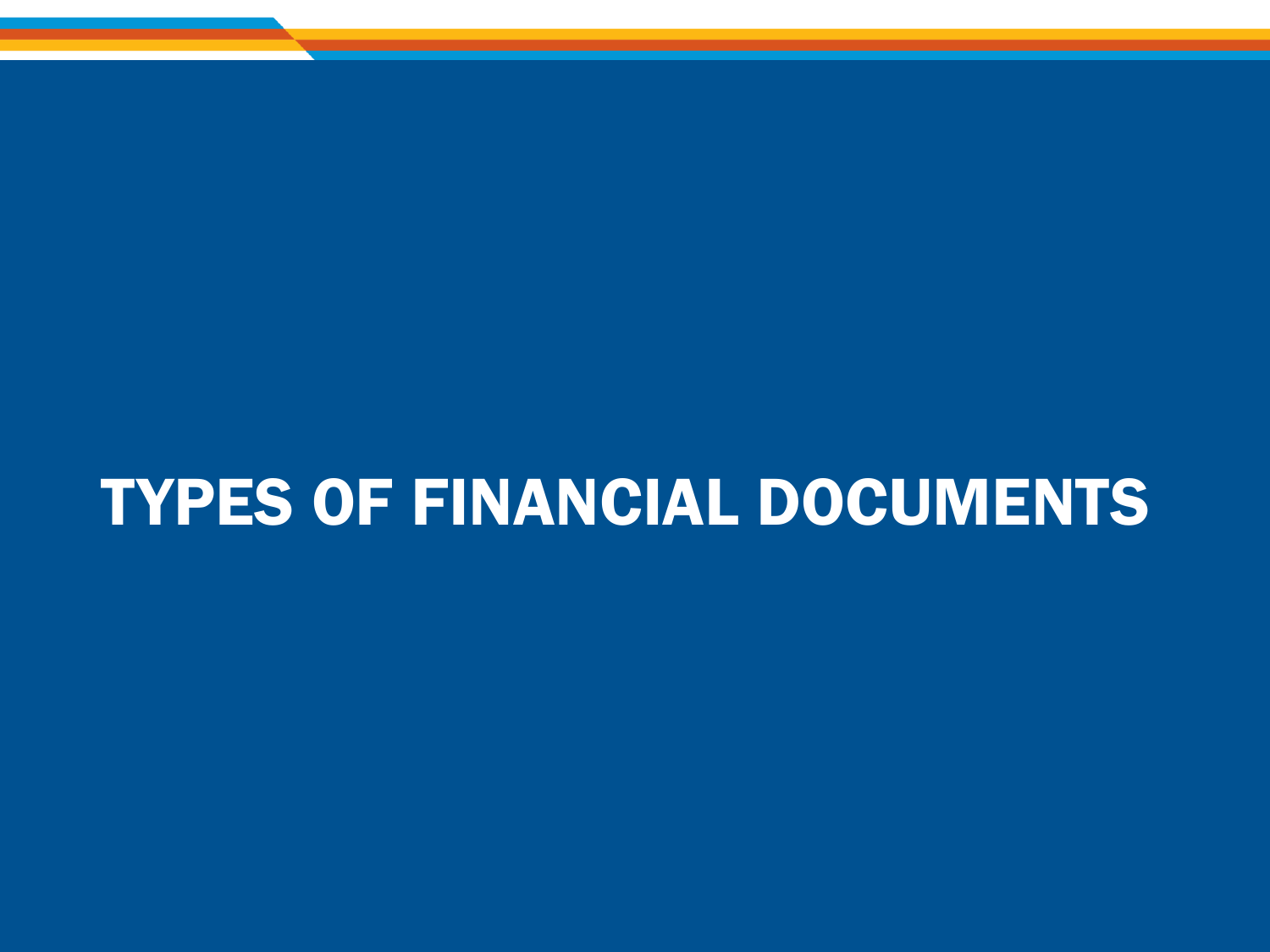# TYPES OF FINANCIAL DOCUMENTS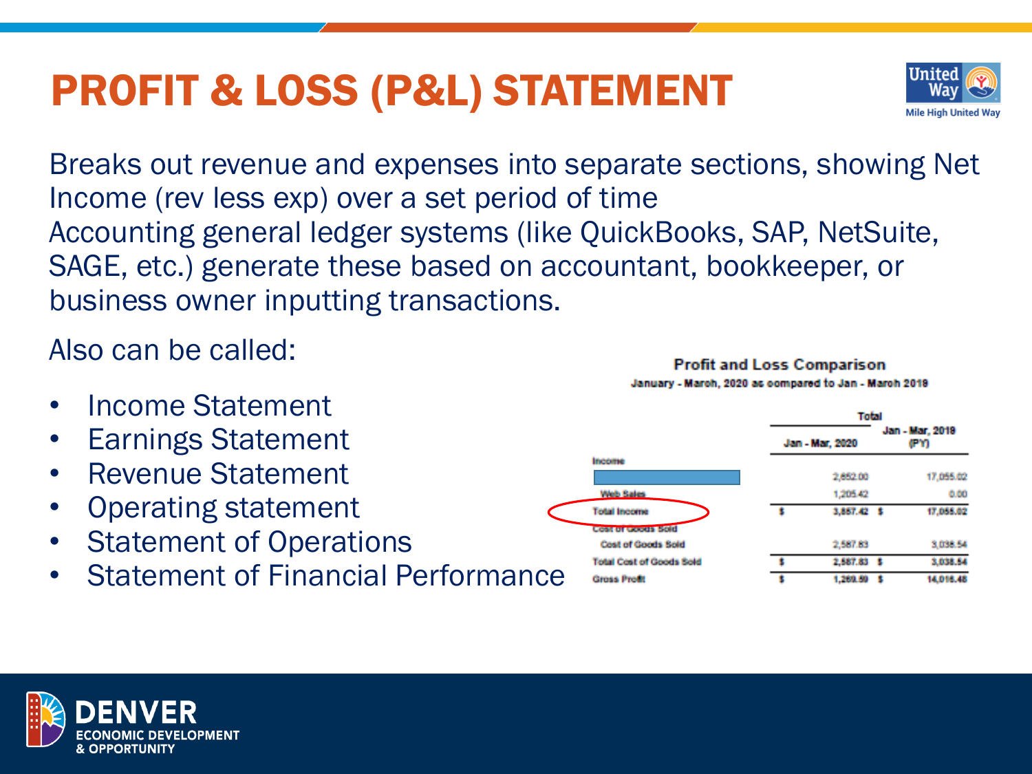# PROFIT & LOSS (P&L) STATEMENT

Breaks out revenue and expenses into separate sections, showing Net Income (rev less exp) over a set period of time
Accounting general ledger systems (like QuickBooks, SAP, NetSuite, SAGE, etc.) generate these based on accountant, bookkeeper, or business owner inputting transactions.

Also can be called:

- Income Statement
- Earnings Statement
- Revenue Statement
- Operating statement
- Statement of Operations
- Statement of Financial Performance

**Profit and Loss Comparison**

January - March, 2020 as compared to Jan - March 2019

| | Total | |
|---|---|---|
| | Jan - Mar, 2020 | Jan - Mar, 2019 (PY) |
| Income | | |
| | 2,652.00 | 17,055.02 |
| Web Sales | 1,205.42 | 0.00 |
| Total Income | $ 3,857.42 | $ 17,055.02 |
| Cost of Goods Sold | | |
| Cost of Goods Sold | 2,587.83 | 3,038.54 |
| Total Cost of Goods Sold | $ 2,587.83 | $ 3,038.54 |
| Gross Profit | $ 1,269.59 | $ 14,016.48 |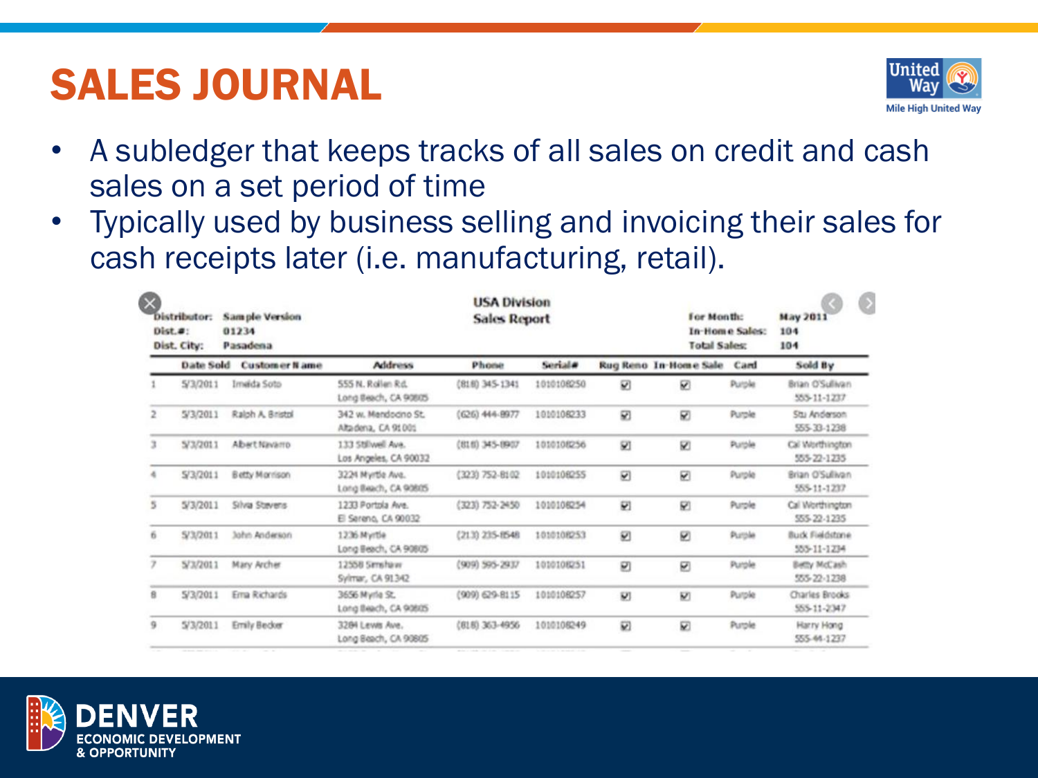# SALES JOURNAL

- A subledger that keeps tracks of all sales on credit and cash sales on a set period of time
- Typically used by business selling and invoicing their sales for cash receipts later (i.e. manufacturing, retail).

**USA Division**
**Sales Report**

Distributor: Sample Version
Dist.#: 01234
Dist. City: Pasadena

For Month: May 2011
In-Home Sales: 104
Total Sales: 104

| | Date Sold | Customer Name | Address | Phone | Serial# | Rug Reno | In-Home Sale | Card | Sold By |
|---|---|---|---|---|---|---|---|---|---|
| 1 | 5/3/2011 | Imelda Soto | 555 N. Rollen Rd. Long Beach, CA 90805 | (818) 345-1341 | 1010108250 | ☑ | ☑ | Purple | Brian O'Sullivan 555-11-1237 |
| 2 | 5/3/2011 | Ralph A. Bristol | 342 w. Mendocino St. Altadena, CA 91001 | (626) 444-8977 | 1010108233 | ☑ | ☑ | Purple | Stu Anderson 555-33-1238 |
| 3 | 5/3/2011 | Albert Navarro | 133 Stillwell Ave. Los Angeles, CA 90032 | (818) 345-8907 | 1010108256 | ☑ | ☑ | Purple | Cal Worthington 555-22-1235 |
| 4 | 5/3/2011 | Betty Morrison | 3224 Myrtle Ave. Long Beach, CA 90805 | (323) 752-8102 | 1010108255 | ☑ | ☑ | Purple | Brian O'Sullivan 555-11-1237 |
| 5 | 5/3/2011 | Silvia Stevens | 1233 Portola Ave. El Sereno, CA 90032 | (323) 752-2450 | 1010108254 | ☑ | ☑ | Purple | Cal Worthington 555-22-1235 |
| 6 | 5/3/2011 | John Anderson | 1236 Myrtle Long Beach, CA 90805 | (213) 235-8548 | 1010108253 | ☑ | ☑ | Purple | Buck Fieldstone 555-11-1234 |
| 7 | 5/3/2011 | Mary Archer | 12558 Simshaw Sylmar, CA 91342 | (909) 595-2937 | 1010108251 | ☑ | ☑ | Purple | Betty McCash 555-22-1238 |
| 8 | 5/3/2011 | Erna Richards | 3656 Myrtle St. Long Beach, CA 90805 | (909) 629-8115 | 1010108257 | ☑ | ☑ | Purple | Charles Brooks 555-11-2347 |
| 9 | 5/3/2011 | Emily Becker | 3284 Lewis Ave. Long Beach, CA 90805 | (818) 363-4956 | 1010108249 | ☑ | ☑ | Purple | Harry Hong 555-44-1237 |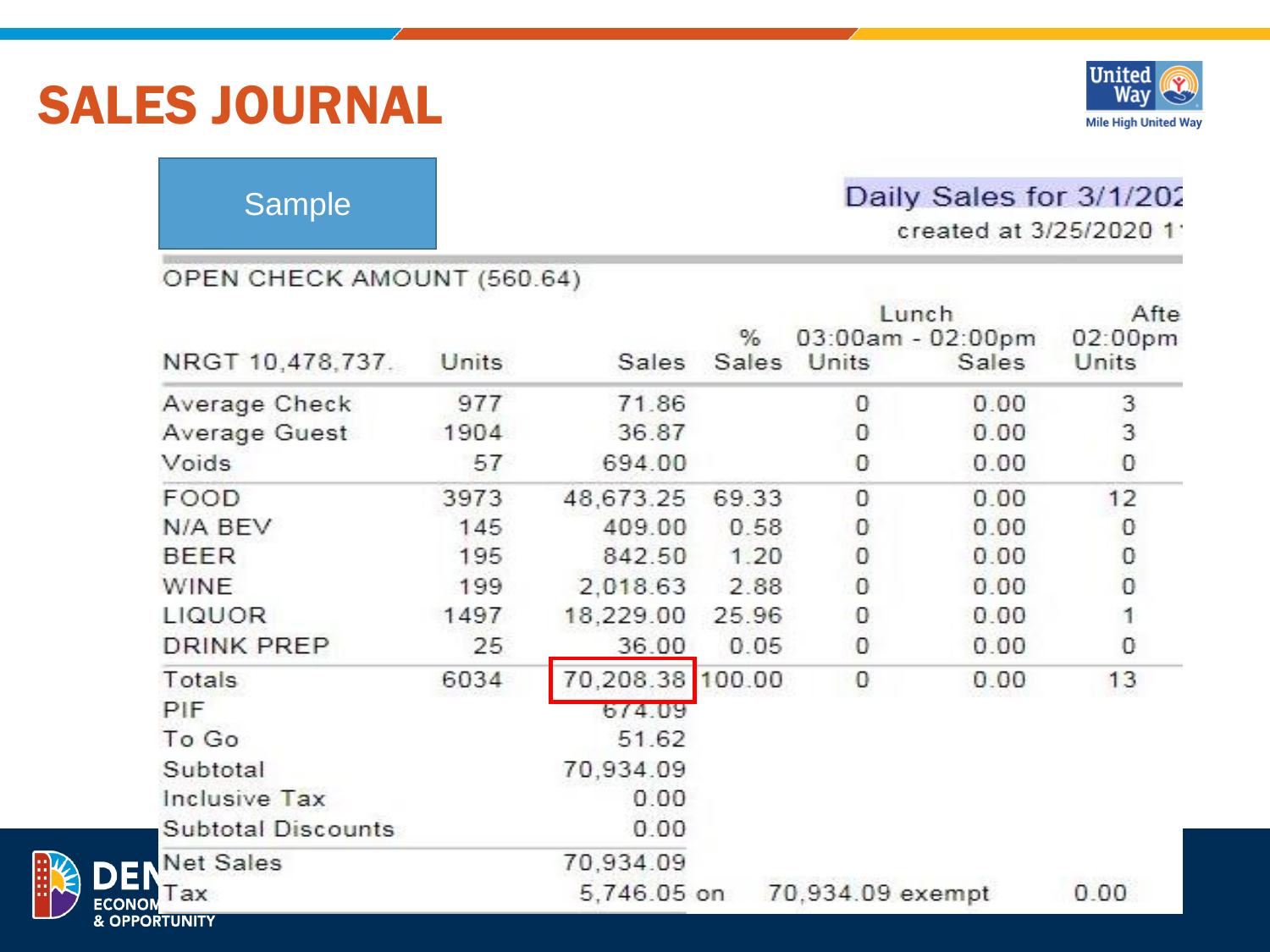# SALES JOURNAL

Sample

Daily Sales for 3/1/202
created at 3/25/2020 1

OPEN CHECK AMOUNT (560.64)

| NRGT 10,478,737. | Units | Sales | % Sales | Lunch 03:00am - 02:00pm Units | Sales | Afte 02:00pm Units |
|---|---|---|---|---|---|---|
| Average Check | 977 | 71.86 | | 0 | 0.00 | 3 |
| Average Guest | 1904 | 36.87 | | 0 | 0.00 | 3 |
| Voids | 57 | 694.00 | | 0 | 0.00 | 0 |
| FOOD | 3973 | 48,673.25 | 69.33 | 0 | 0.00 | 12 |
| N/A BEV | 145 | 409.00 | 0.58 | 0 | 0.00 | 0 |
| BEER | 195 | 842.50 | 1.20 | 0 | 0.00 | 0 |
| WINE | 199 | 2,018.63 | 2.88 | 0 | 0.00 | 0 |
| LIQUOR | 1497 | 18,229.00 | 25.96 | 0 | 0.00 | 1 |
| DRINK PREP | 25 | 36.00 | 0.05 | 0 | 0.00 | 0 |
| Totals | 6034 | 70,208.38 | 100.00 | 0 | 0.00 | 13 |
| PIF | | 674.09 | | | | |
| To Go | | 51.62 | | | | |
| Subtotal | | 70,934.09 | | | | |
| Inclusive Tax | | 0.00 | | | | |
| Subtotal Discounts | | 0.00 | | | | |
| Net Sales | | 70,934.09 | | | | |
| Tax | | 5,746.05 on | | 70,934.09 exempt | | 0.00 |

DENVER ECONOMIC DEVELOPMENT & OPPORTUNITY

United Way
Mile High United Way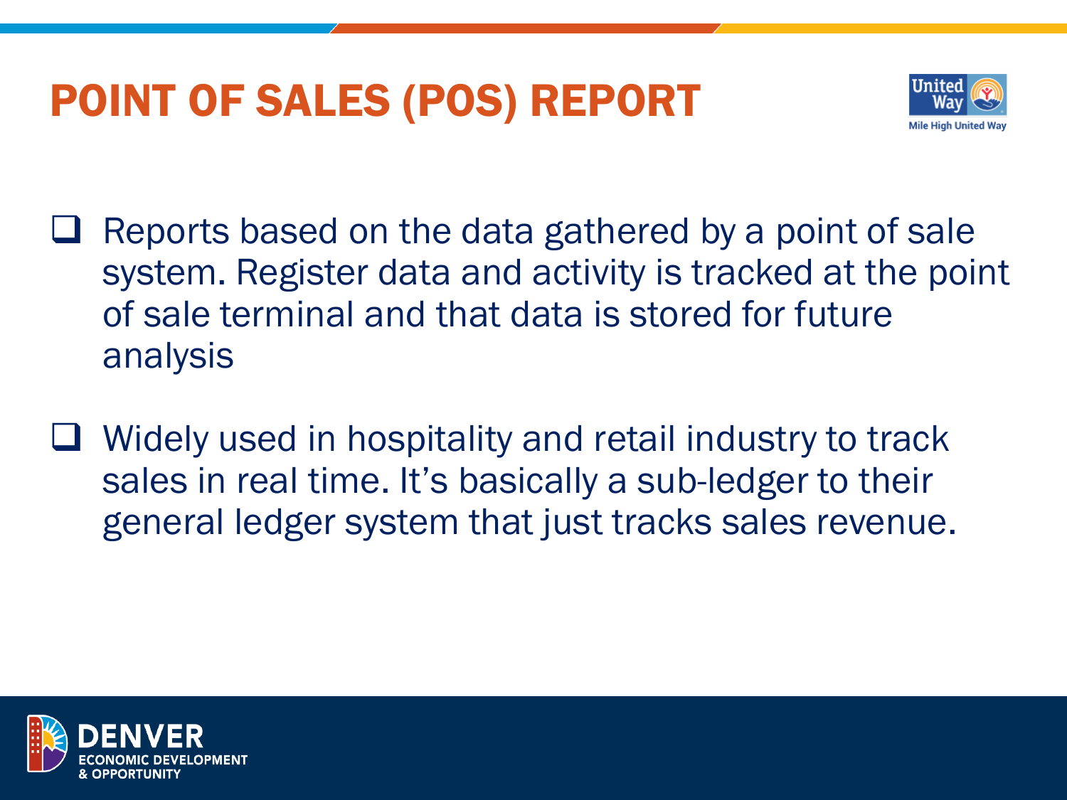# POINT OF SALES (POS) REPORT

- Reports based on the data gathered by a point of sale system. Register data and activity is tracked at the point of sale terminal and that data is stored for future analysis
- Widely used in hospitality and retail industry to track sales in real time. It's basically a sub-ledger to their general ledger system that just tracks sales revenue.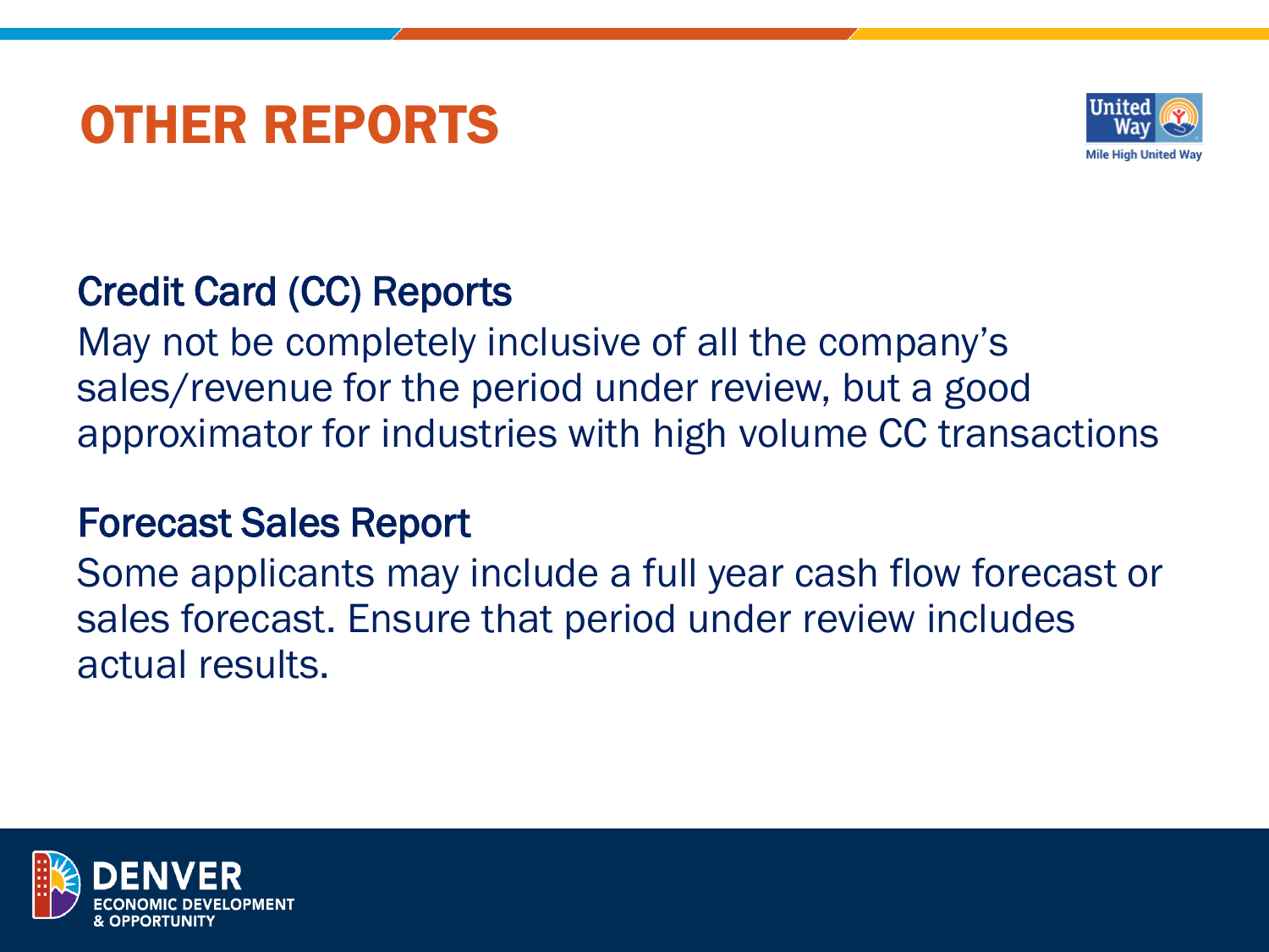# OTHER REPORTS

## Credit Card (CC) Reports

May not be completely inclusive of all the company's sales/revenue for the period under review, but a good approximator for industries with high volume CC transactions

## Forecast Sales Report

Some applicants may include a full year cash flow forecast or sales forecast. Ensure that period under review includes actual results.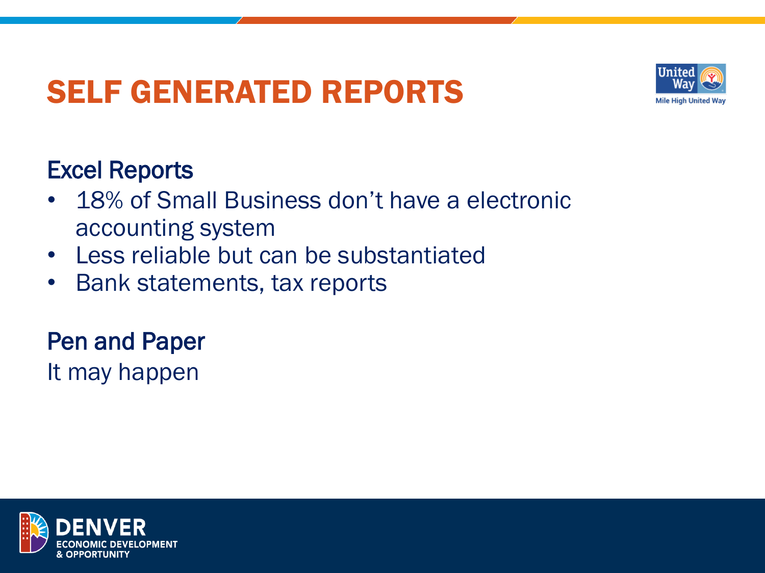# SELF GENERATED REPORTS

## Excel Reports

- 18% of Small Business don't have a electronic accounting system
- Less reliable but can be substantiated
- Bank statements, tax reports

## Pen and Paper

It may happen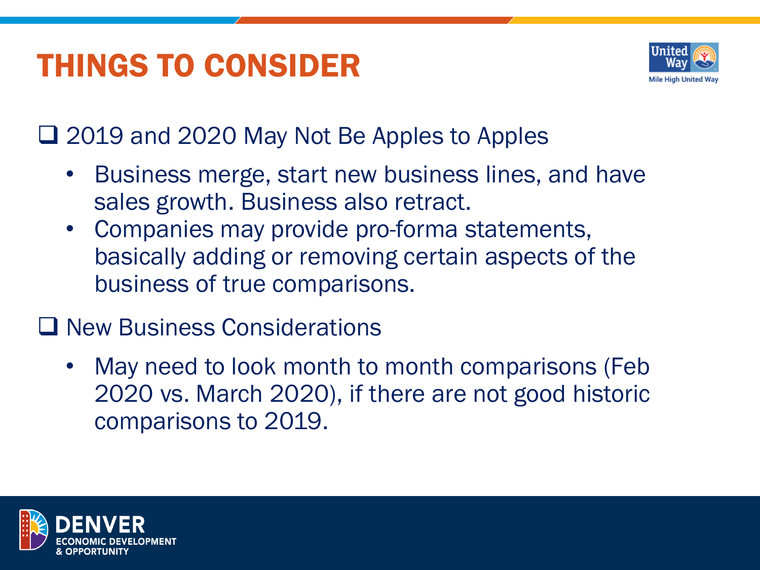# THINGS TO CONSIDER

- 2019 and 2020 May Not Be Apples to Apples
  - Business merge, start new business lines, and have sales growth. Business also retract.
  - Companies may provide pro-forma statements, basically adding or removing certain aspects of the business of true comparisons.
- New Business Considerations
  - May need to look month to month comparisons (Feb 2020 vs. March 2020), if there are not good historic comparisons to 2019.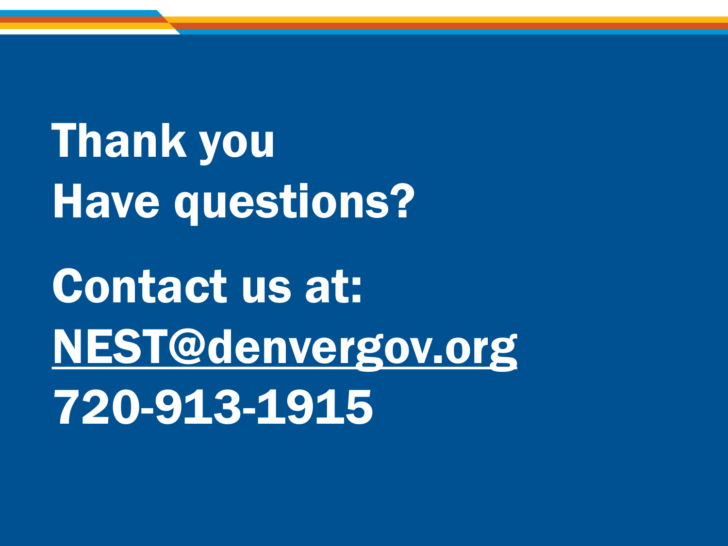# Thank you
# Have questions?

# Contact us at:
# NEST@denvergov.org
# 720-913-1915